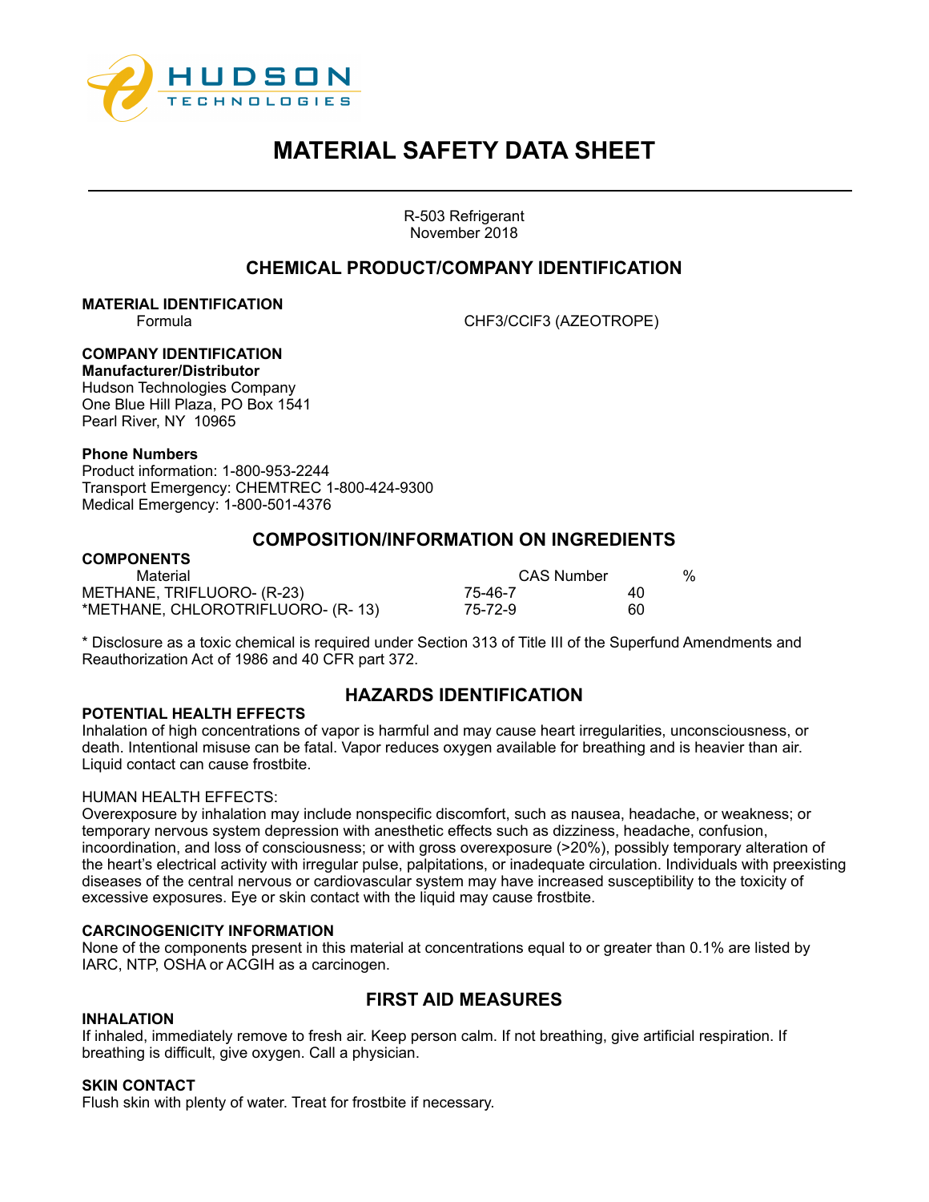# MATERIAL SAFETY DATA SHEET

R-503 Refrigerant
November 2018

## CHEMICAL PRODUCT/COMPANY IDENTIFICATION

**MATERIAL IDENTIFICATION**

Formula CHF3/CClF3 (AZEOTROPE)

**COMPANY IDENTIFICATION**

**Manufacturer/Distributor**

Hudson Technologies Company
One Blue Hill Plaza, PO Box 1541
Pearl River, NY 10965

**Phone Numbers**

Product information: 1-800-953-2244
Transport Emergency: CHEMTREC 1-800-424-9300
Medical Emergency: 1-800-501-4376

## COMPOSITION/INFORMATION ON INGREDIENTS

**COMPONENTS**

| Material | CAS Number | % |
|---|---|---|
| METHANE, TRIFLUORO- (R-23) | 75-46-7 | 40 |
| *METHANE, CHLOROTRIFLUORO- (R- 13) | 75-72-9 | 60 |

* Disclosure as a toxic chemical is required under Section 313 of Title III of the Superfund Amendments and Reauthorization Act of 1986 and 40 CFR part 372.

## HAZARDS IDENTIFICATION

**POTENTIAL HEALTH EFFECTS**

Inhalation of high concentrations of vapor is harmful and may cause heart irregularities, unconsciousness, or death. Intentional misuse can be fatal. Vapor reduces oxygen available for breathing and is heavier than air. Liquid contact can cause frostbite.

HUMAN HEALTH EFFECTS:

Overexposure by inhalation may include nonspecific discomfort, such as nausea, headache, or weakness; or temporary nervous system depression with anesthetic effects such as dizziness, headache, confusion, incoordination, and loss of consciousness; or with gross overexposure (>20%), possibly temporary alteration of the heart's electrical activity with irregular pulse, palpitations, or inadequate circulation. Individuals with preexisting diseases of the central nervous or cardiovascular system may have increased susceptibility to the toxicity of excessive exposures. Eye or skin contact with the liquid may cause frostbite.

**CARCINOGENICITY INFORMATION**

None of the components present in this material at concentrations equal to or greater than 0.1% are listed by IARC, NTP, OSHA or ACGIH as a carcinogen.

## FIRST AID MEASURES

**INHALATION**

If inhaled, immediately remove to fresh air. Keep person calm. If not breathing, give artificial respiration. If breathing is difficult, give oxygen. Call a physician.

**SKIN CONTACT**

Flush skin with plenty of water. Treat for frostbite if necessary.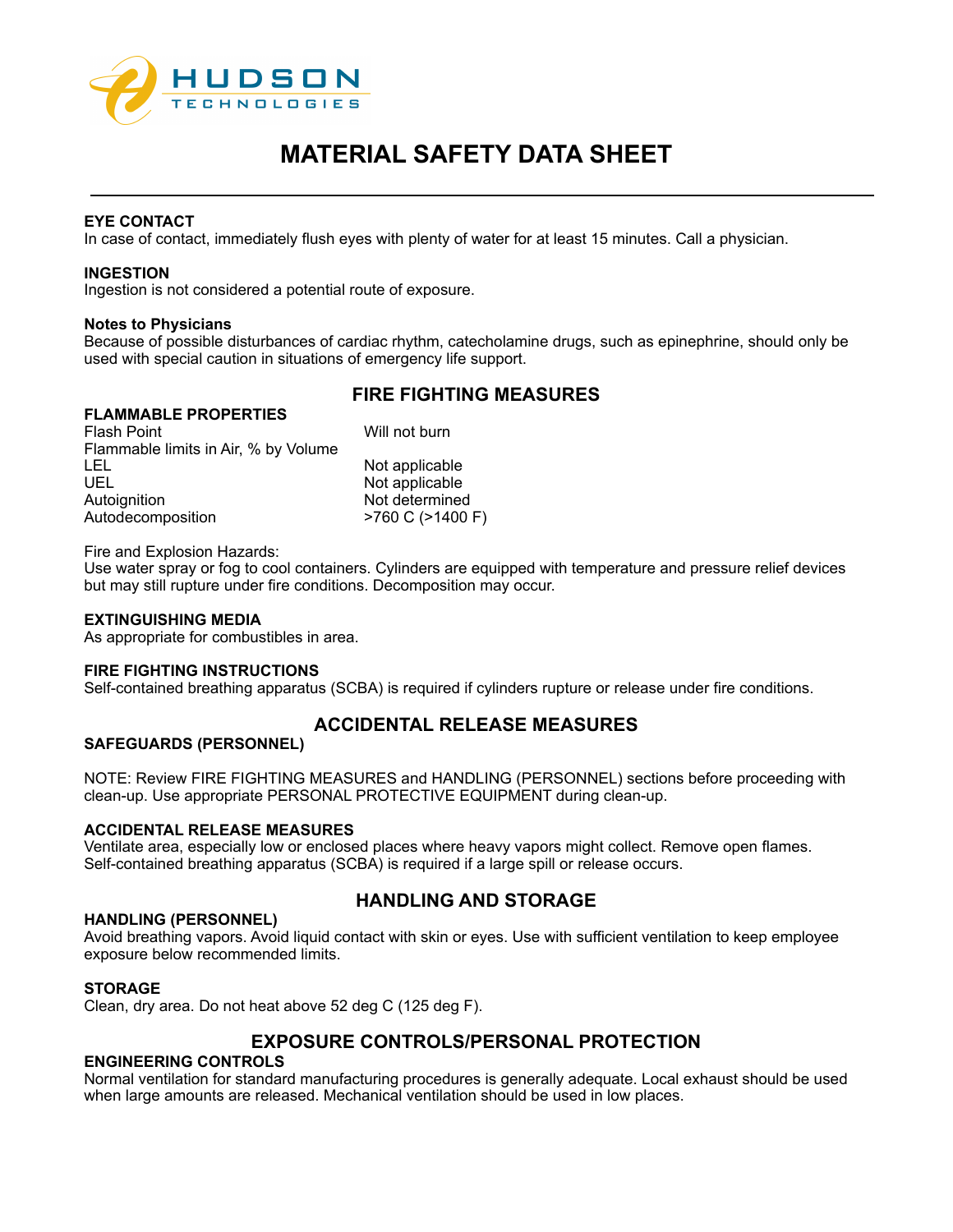# MATERIAL SAFETY DATA SHEET

**EYE CONTACT**
In case of contact, immediately flush eyes with plenty of water for at least 15 minutes. Call a physician.

**INGESTION**
Ingestion is not considered a potential route of exposure.

**Notes to Physicians**
Because of possible disturbances of cardiac rhythm, catecholamine drugs, such as epinephrine, should only be used with special caution in situations of emergency life support.

## FIRE FIGHTING MEASURES

**FLAMMABLE PROPERTIES**

| | |
|---|---|
| Flash Point | Will not burn |
| Flammable limits in Air, % by Volume | |
| LEL | Not applicable |
| UEL | Not applicable |
| Autoignition | Not determined |
| Autodecomposition | >760 C (>1400 F) |

Fire and Explosion Hazards:
Use water spray or fog to cool containers. Cylinders are equipped with temperature and pressure relief devices but may still rupture under fire conditions. Decomposition may occur.

**EXTINGUISHING MEDIA**
As appropriate for combustibles in area.

**FIRE FIGHTING INSTRUCTIONS**
Self-contained breathing apparatus (SCBA) is required if cylinders rupture or release under fire conditions.

## ACCIDENTAL RELEASE MEASURES

**SAFEGUARDS (PERSONNEL)**

NOTE: Review FIRE FIGHTING MEASURES and HANDLING (PERSONNEL) sections before proceeding with clean-up. Use appropriate PERSONAL PROTECTIVE EQUIPMENT during clean-up.

**ACCIDENTAL RELEASE MEASURES**
Ventilate area, especially low or enclosed places where heavy vapors might collect. Remove open flames. Self-contained breathing apparatus (SCBA) is required if a large spill or release occurs.

## HANDLING AND STORAGE

**HANDLING (PERSONNEL)**
Avoid breathing vapors. Avoid liquid contact with skin or eyes. Use with sufficient ventilation to keep employee exposure below recommended limits.

**STORAGE**
Clean, dry area. Do not heat above 52 deg C (125 deg F).

## EXPOSURE CONTROLS/PERSONAL PROTECTION

**ENGINEERING CONTROLS**
Normal ventilation for standard manufacturing procedures is generally adequate. Local exhaust should be used when large amounts are released. Mechanical ventilation should be used in low places.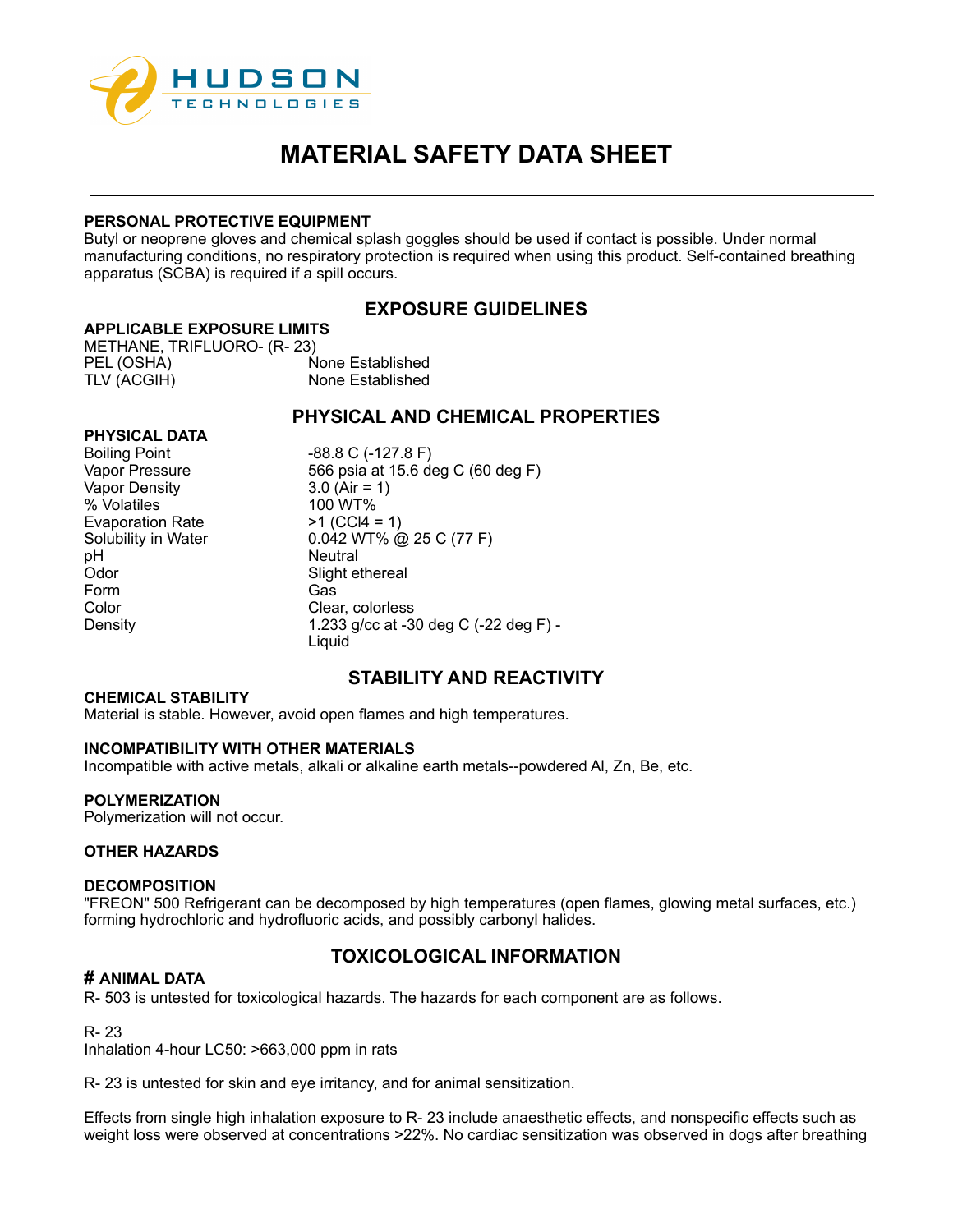# MATERIAL SAFETY DATA SHEET

### PERSONAL PROTECTIVE EQUIPMENT

Butyl or neoprene gloves and chemical splash goggles should be used if contact is possible. Under normal manufacturing conditions, no respiratory protection is required when using this product. Self-contained breathing apparatus (SCBA) is required if a spill occurs.

## EXPOSURE GUIDELINES

### APPLICABLE EXPOSURE LIMITS

METHANE, TRIFLUORO- (R- 23)

| | |
|---|---|
| PEL (OSHA) | None Established |
| TLV (ACGIH) | None Established |

## PHYSICAL AND CHEMICAL PROPERTIES

### PHYSICAL DATA

| | |
|---|---|
| Boiling Point | -88.8 C (-127.8 F) |
| Vapor Pressure | 566 psia at 15.6 deg C (60 deg F) |
| Vapor Density | 3.0 (Air = 1) |
| % Volatiles | 100 WT% |
| Evaporation Rate | >1 ($CCl_4$ = 1) |
| Solubility in Water | 0.042 WT% @ 25 C (77 F) |
| pH | Neutral |
| Odor | Slight ethereal |
| Form | Gas |
| Color | Clear, colorless |
| Density | 1.233 g/cc at -30 deg C (-22 deg F) - Liquid |

## STABILITY AND REACTIVITY

### CHEMICAL STABILITY

Material is stable. However, avoid open flames and high temperatures.

### INCOMPATIBILITY WITH OTHER MATERIALS

Incompatible with active metals, alkali or alkaline earth metals--powdered Al, Zn, Be, etc.

### POLYMERIZATION

Polymerization will not occur.

### OTHER HAZARDS

### DECOMPOSITION

"FREON" 500 Refrigerant can be decomposed by high temperatures (open flames, glowing metal surfaces, etc.) forming hydrochloric and hydrofluoric acids, and possibly carbonyl halides.

## TOXICOLOGICAL INFORMATION

### # ANIMAL DATA

R- 503 is untested for toxicological hazards. The hazards for each component are as follows.

R- 23

Inhalation 4-hour LC50: >663,000 ppm in rats

R- 23 is untested for skin and eye irritancy, and for animal sensitization.

Effects from single high inhalation exposure to R- 23 include anaesthetic effects, and nonspecific effects such as weight loss were observed at concentrations >22%. No cardiac sensitization was observed in dogs after breathing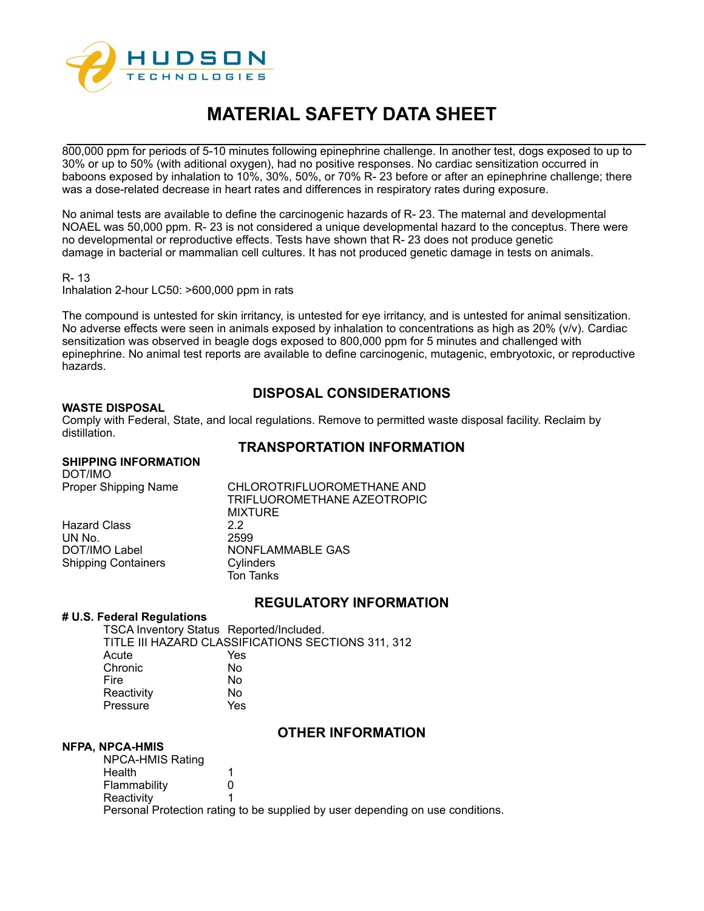800,000 ppm for periods of 5-10 minutes following epinephrine challenge. In another test, dogs exposed to up to 30% or up to 50% (with aditional oxygen), had no positive responses. No cardiac sensitization occurred in baboons exposed by inhalation to 10%, 30%, 50%, or 70% R- 23 before or after an epinephrine challenge; there was a dose-related decrease in heart rates and differences in respiratory rates during exposure.

No animal tests are available to define the carcinogenic hazards of R- 23. The maternal and developmental NOAEL was 50,000 ppm. R- 23 is not considered a unique developmental hazard to the conceptus. There were no developmental or reproductive effects. Tests have shown that R- 23 does not produce genetic damage in bacterial or mammalian cell cultures. It has not produced genetic damage in tests on animals.

R- 13
Inhalation 2-hour LC50: >600,000 ppm in rats

The compound is untested for skin irritancy, is untested for eye irritancy, and is untested for animal sensitization. No adverse effects were seen in animals exposed by inhalation to concentrations as high as 20% (v/v). Cardiac sensitization was observed in beagle dogs exposed to 800,000 ppm for 5 minutes and challenged with epinephrine. No animal test reports are available to define carcinogenic, mutagenic, embryotoxic, or reproductive hazards.

## DISPOSAL CONSIDERATIONS

**WASTE DISPOSAL**
Comply with Federal, State, and local regulations. Remove to permitted waste disposal facility. Reclaim by distillation.

## TRANSPORTATION INFORMATION

**SHIPPING INFORMATION**

DOT/IMO

| | |
|---|---|
| Proper Shipping Name | CHLOROTRIFLUOROMETHANE AND TRIFLUOROMETHANE AZEOTROPIC MIXTURE |
| Hazard Class | 2.2 |
| UN No. | 2599 |
| DOT/IMO Label | NONFLAMMABLE GAS |
| Shipping Containers | Cylinders<br>Ton Tanks |

## REGULATORY INFORMATION

**# U.S. Federal Regulations**

TSCA Inventory Status Reported/Included.

TITLE III HAZARD CLASSIFICATIONS SECTIONS 311, 312

| | |
|---|---|
| Acute | Yes |
| Chronic | No |
| Fire | No |
| Reactivity | No |
| Pressure | Yes |

## OTHER INFORMATION

**NFPA, NPCA-HMIS**

NPCA-HMIS Rating

| | |
|---|---|
| Health | 1 |
| Flammability | 0 |
| Reactivity | 1 |

Personal Protection rating to be supplied by user depending on use conditions.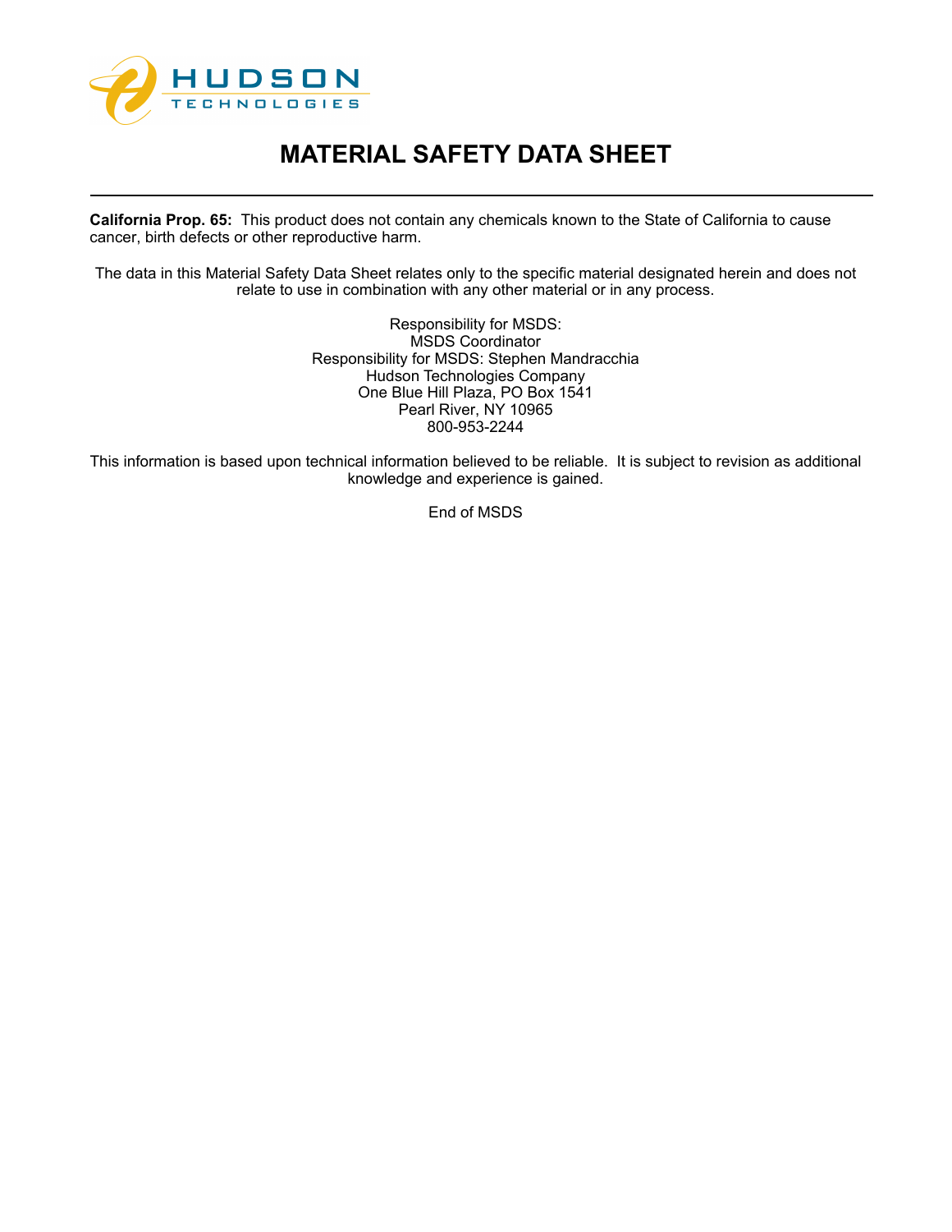# MATERIAL SAFETY DATA SHEET

**California Prop. 65:** This product does not contain any chemicals known to the State of California to cause cancer, birth defects or other reproductive harm.

The data in this Material Safety Data Sheet relates only to the specific material designated herein and does not relate to use in combination with any other material or in any process.

Responsibility for MSDS:
MSDS Coordinator
Responsibility for MSDS: Stephen Mandracchia
Hudson Technologies Company
One Blue Hill Plaza, PO Box 1541
Pearl River, NY 10965
800-953-2244

This information is based upon technical information believed to be reliable. It is subject to revision as additional knowledge and experience is gained.

End of MSDS